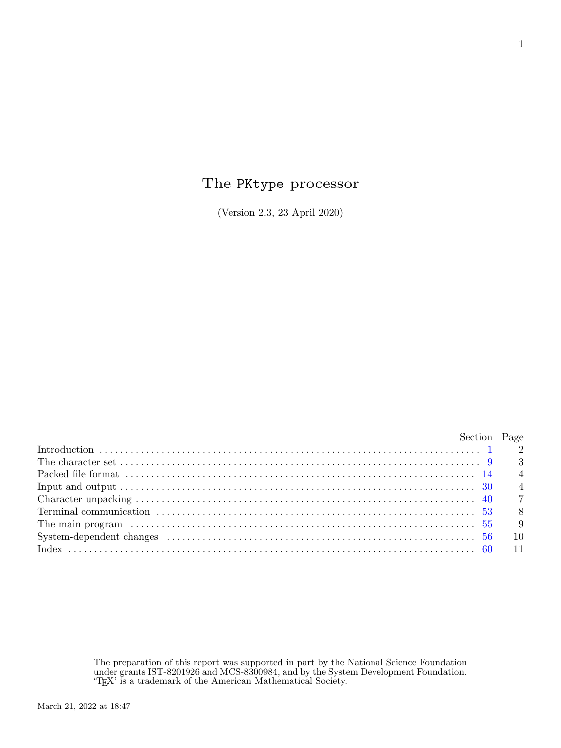# The PKtype processor

(Version 2.3, 23 April 2020)

| | Section | Page |
|---|---|---|
| Introduction | 1 | 2 |
| The character set | 9 | 3 |
| Packed file format | 14 | 4 |
| Input and output | 30 | 4 |
| Character unpacking | 40 | 7 |
| Terminal communication | 53 | 8 |
| The main program | 55 | 9 |
| System-dependent changes | 56 | 10 |
| Index | 60 | 11 |

The preparation of this report was supported in part by the National Science Foundation under grants IST-8201926 and MCS-8300984, and by the System Development Foundation. 'TEX' is a trademark of the American Mathematical Society.

March 21, 2022 at 18:47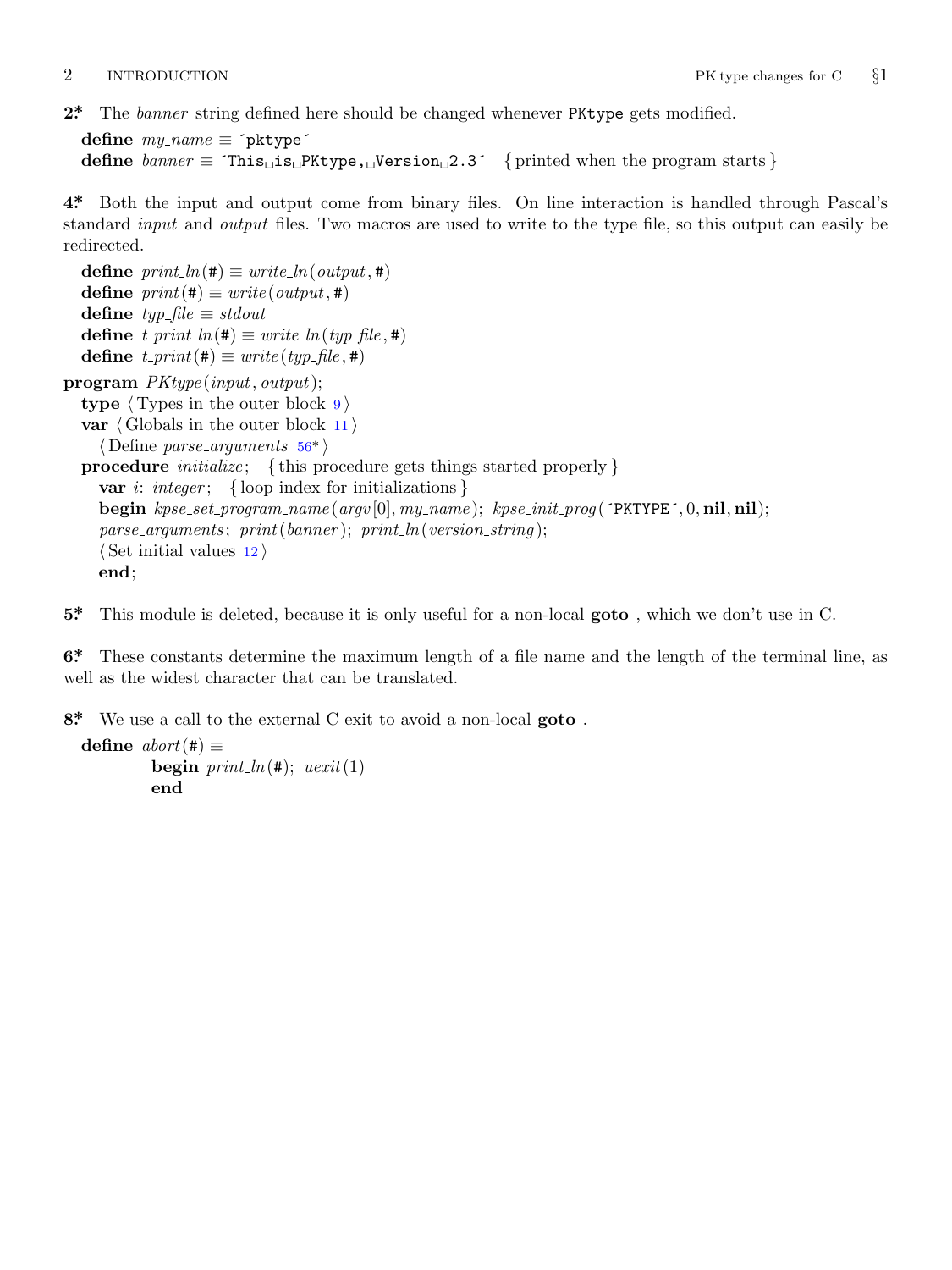**2\*.** The *banner* string defined here should be changed whenever `PKtype` gets modified.

**define** *my_name* ≡ `´pktype´`
**define** *banner* ≡ `´This␣is␣PKtype,␣Version␣2.3´` { printed when the program starts }

**4\*.** Both the input and output come from binary files. On line interaction is handled through Pascal's standard *input* and *output* files. Two macros are used to write to the type file, so this output can easily be redirected.

**define** *print_ln*(#) ≡ *write_ln*(*output*, #)
**define** *print*(#) ≡ *write*(*output*, #)
**define** *typ_file* ≡ *stdout*
**define** *t_print_ln*(#) ≡ *write_ln*(*typ_file*, #)
**define** *t_print*(#) ≡ *write*(*typ_file*, #)

**program** *PKtype*(*input*, *output*);
  **type** ⟨ Types in the outer block 9 ⟩
  **var** ⟨ Globals in the outer block 11 ⟩
    ⟨ Define *parse_arguments* 56\* ⟩
  **procedure** *initialize*; { this procedure gets things started properly }
    **var** *i*: *integer*; { loop index for initializations }
    **begin** *kpse_set_program_name*(*argv*[0], *my_name*); *kpse_init_prog*(`´PKTYPE´`, 0, **nil**, **nil**);
    *parse_arguments*; *print*(*banner*); *print_ln*(*version_string*);
    ⟨ Set initial values 12 ⟩
    **end**;

**5\*.** This module is deleted, because it is only useful for a non-local **goto**, which we don't use in C.

**6\*.** These constants determine the maximum length of a file name and the length of the terminal line, as well as the widest character that can be translated.

**8\*.** We use a call to the external C exit to avoid a non-local **goto**.

**define** *abort*(#) ≡
    **begin** *print_ln*(#); *uexit*(1)
    **end**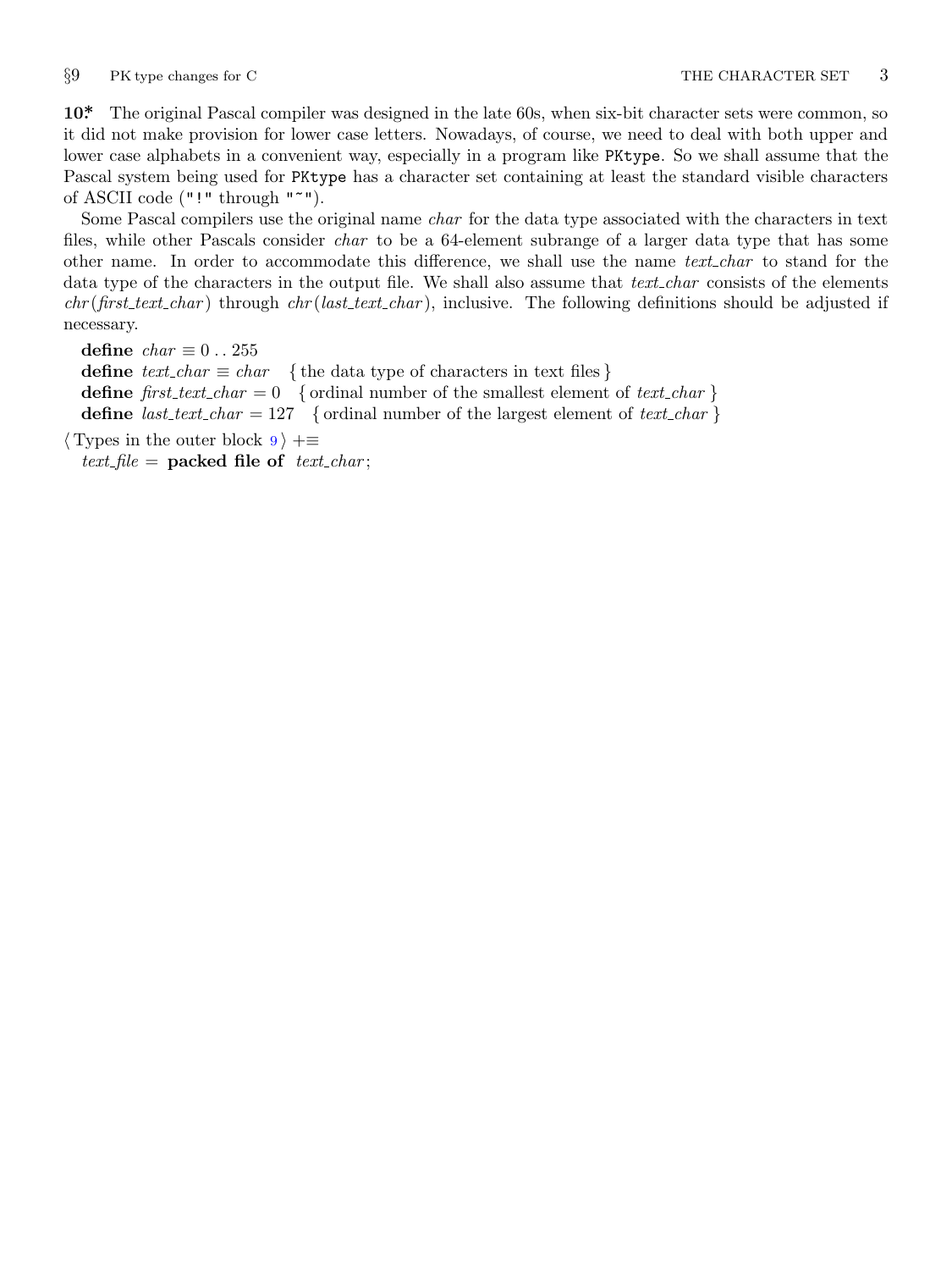**10\*** The original Pascal compiler was designed in the late 60s, when six-bit character sets were common, so it did not make provision for lower case letters. Nowadays, of course, we need to deal with both upper and lower case alphabets in a convenient way, especially in a program like `PKtype`. So we shall assume that the Pascal system being used for `PKtype` has a character set containing at least the standard visible characters of ASCII code (`"!"` through `"~"`).

Some Pascal compilers use the original name *char* for the data type associated with the characters in text files, while other Pascals consider *char* to be a 64-element subrange of a larger data type that has some other name. In order to accommodate this difference, we shall use the name *text_char* to stand for the data type of the characters in the output file. We shall also assume that *text_char* consists of the elements *chr*(*first_text_char*) through *chr*(*last_text_char*), inclusive. The following definitions should be adjusted if necessary.

**define** *char* $\equiv$ 0 . . 255
**define** *text_char* $\equiv$ *char* { the data type of characters in text files }
**define** *first_text_char* = 0 { ordinal number of the smallest element of *text_char* }
**define** *last_text_char* = 127 { ordinal number of the largest element of *text_char* }

⟨ Types in the outer block 9 ⟩ +≡
*text_file* = **packed file of** *text_char*;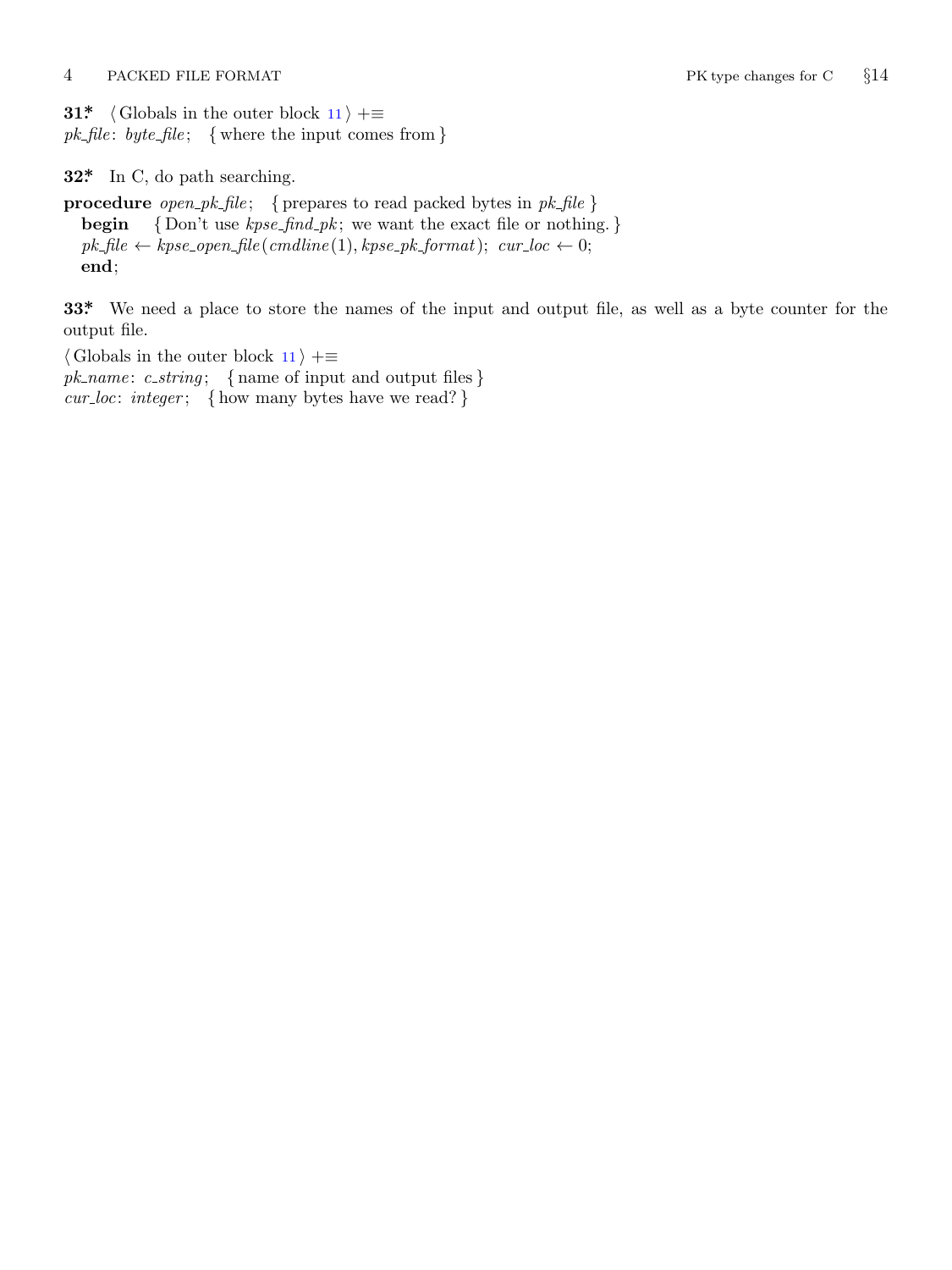**31\*** ⟨ Globals in the outer block 11 ⟩ +≡
*pk_file*: *byte_file*; { where the input comes from }

**32\*** In C, do path searching.

**procedure** *open_pk_file*; { prepares to read packed bytes in *pk_file* }
  **begin** { Don't use *kpse_find_pk*; we want the exact file or nothing. }
  *pk_file* ← *kpse_open_file*(*cmdline*(1), *kpse_pk_format*); *cur_loc* ← 0;
  **end**;

**33\*** We need a place to store the names of the input and output file, as well as a byte counter for the output file.

⟨ Globals in the outer block 11 ⟩ +≡
*pk_name*: *c_string*; { name of input and output files }
*cur_loc*: *integer*; { how many bytes have we read? }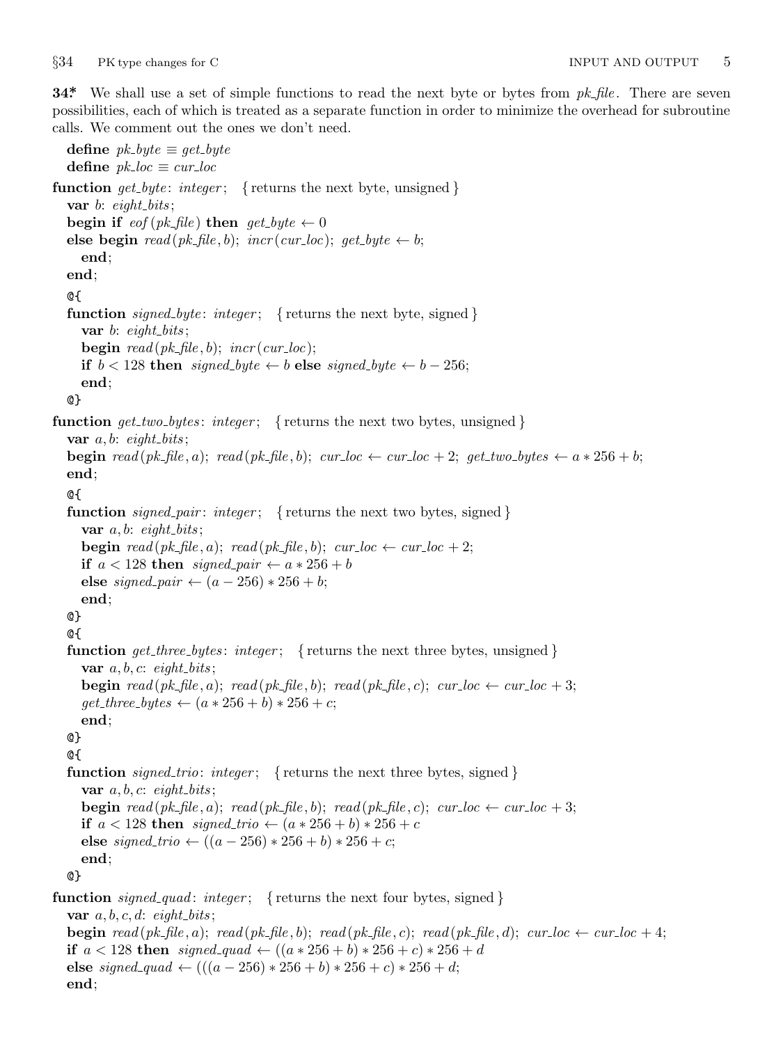**34\*** We shall use a set of simple functions to read the next byte or bytes from *pk_file*. There are seven possibilities, each of which is treated as a separate function in order to minimize the overhead for subroutine calls. We comment out the ones we don't need.

```
define pk_byte ≡ get_byte
define pk_loc ≡ cur_loc
function get_byte: integer;   { returns the next byte, unsigned }
  var b: eight_bits;
  begin if eof(pk_file) then get_byte ← 0
  else begin read(pk_file, b); incr(cur_loc); get_byte ← b;
    end;
  end;
  @{
  function signed_byte: integer;   { returns the next byte, signed }
    var b: eight_bits;
    begin read(pk_file, b); incr(cur_loc);
    if b < 128 then signed_byte ← b else signed_byte ← b − 256;
    end;
  @}
function get_two_bytes: integer;   { returns the next two bytes, unsigned }
  var a, b: eight_bits;
  begin read(pk_file, a); read(pk_file, b); cur_loc ← cur_loc + 2; get_two_bytes ← a ∗ 256 + b;
  end;
  @{
  function signed_pair: integer;   { returns the next two bytes, signed }
    var a, b: eight_bits;
    begin read(pk_file, a); read(pk_file, b); cur_loc ← cur_loc + 2;
    if a < 128 then signed_pair ← a ∗ 256 + b
    else signed_pair ← (a − 256) ∗ 256 + b;
    end;
  @}
  @{
  function get_three_bytes: integer;   { returns the next three bytes, unsigned }
    var a, b, c: eight_bits;
    begin read(pk_file, a); read(pk_file, b); read(pk_file, c); cur_loc ← cur_loc + 3;
    get_three_bytes ← (a ∗ 256 + b) ∗ 256 + c;
    end;
  @}
  @{
  function signed_trio: integer;   { returns the next three bytes, signed }
    var a, b, c: eight_bits;
    begin read(pk_file, a); read(pk_file, b); read(pk_file, c); cur_loc ← cur_loc + 3;
    if a < 128 then signed_trio ← (a ∗ 256 + b) ∗ 256 + c
    else signed_trio ← ((a − 256) ∗ 256 + b) ∗ 256 + c;
    end;
  @}
function signed_quad: integer;   { returns the next four bytes, signed }
  var a, b, c, d: eight_bits;
  begin read(pk_file, a); read(pk_file, b); read(pk_file, c); read(pk_file, d); cur_loc ← cur_loc + 4;
  if a < 128 then signed_quad ← ((a ∗ 256 + b) ∗ 256 + c) ∗ 256 + d
  else signed_quad ← (((a − 256) ∗ 256 + b) ∗ 256 + c) ∗ 256 + d;
  end;
```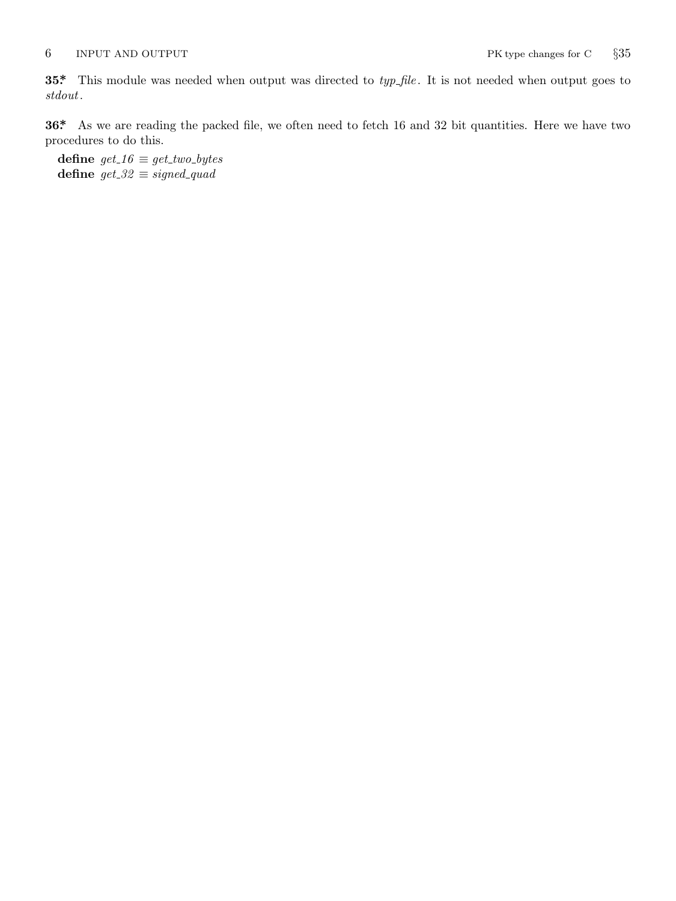**35\*** This module was needed when output was directed to *typ_file*. It is not needed when output goes to *stdout*.

**36\*** As we are reading the packed file, we often need to fetch 16 and 32 bit quantities. Here we have two procedures to do this.

**define** *get_16* ≡ *get_two_bytes*
**define** *get_32* ≡ *signed_quad*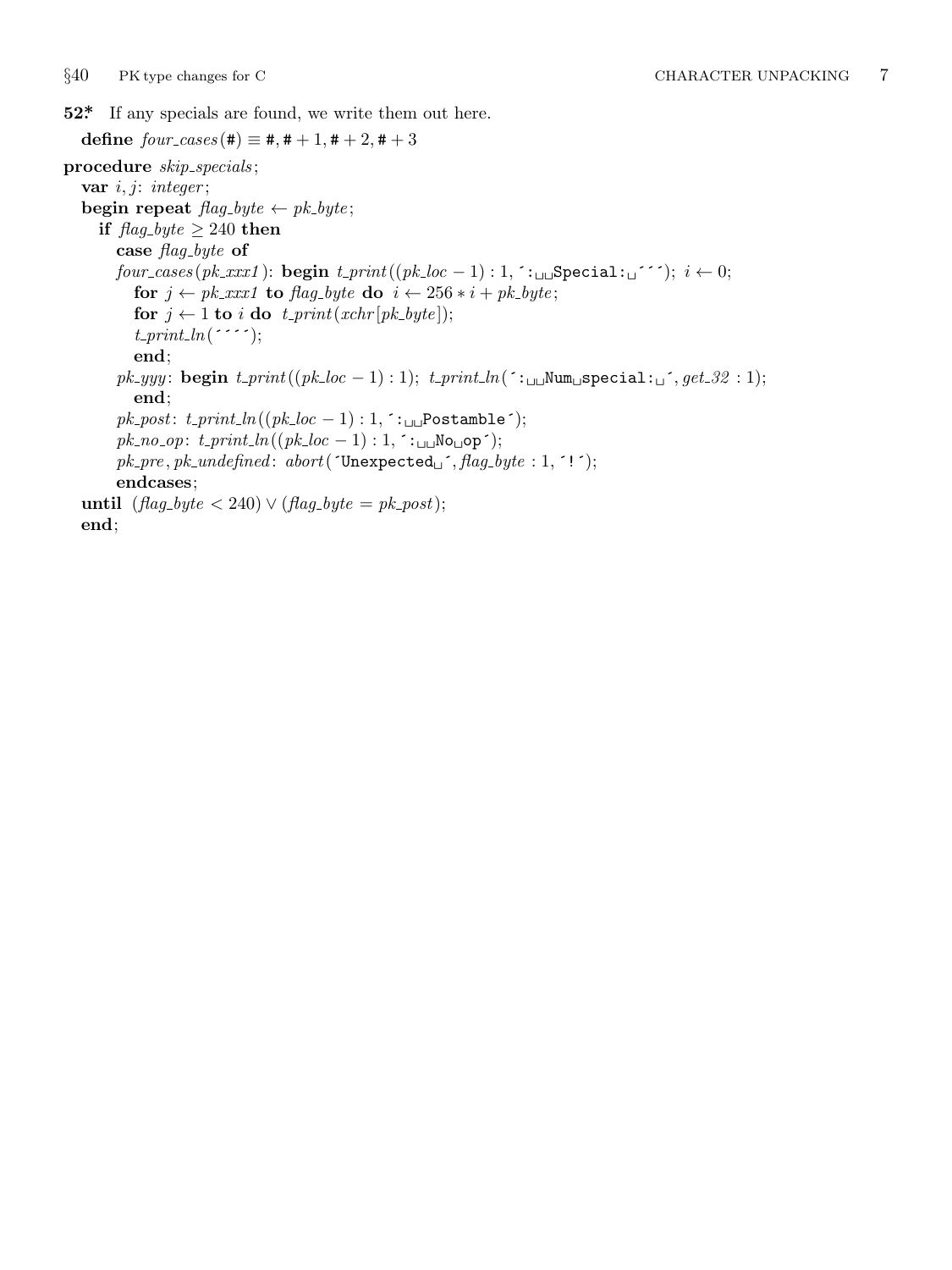**52*.** If any specials are found, we write them out here.

```
define four_cases(#) ≡ #, # + 1, # + 2, # + 3

procedure skip_specials;
  var i, j: integer;
  begin repeat flag_byte ← pk_byte;
    if flag_byte ≥ 240 then
      case flag_byte of
      four_cases(pk_xxx1): begin t_print((pk_loc − 1) : 1, ´:␣␣Special:␣´´´); i ← 0;
        for j ← pk_xxx1 to flag_byte do i ← 256 ∗ i + pk_byte;
        for j ← 1 to i do t_print(xchr[pk_byte]);
        t_print_ln(´´´´);
        end;
      pk_yyy: begin t_print((pk_loc − 1) : 1); t_print_ln(´:␣␣Num␣special:␣´, get_32 : 1);
        end;
      pk_post: t_print_ln((pk_loc − 1) : 1, ´:␣␣Postamble´);
      pk_no_op: t_print_ln((pk_loc − 1) : 1, ´:␣␣No␣op´);
      pk_pre, pk_undefined: abort(´Unexpected␣´, flag_byte : 1, ´!´);
      endcases;
  until (flag_byte < 240) ∨ (flag_byte = pk_post);
  end;
```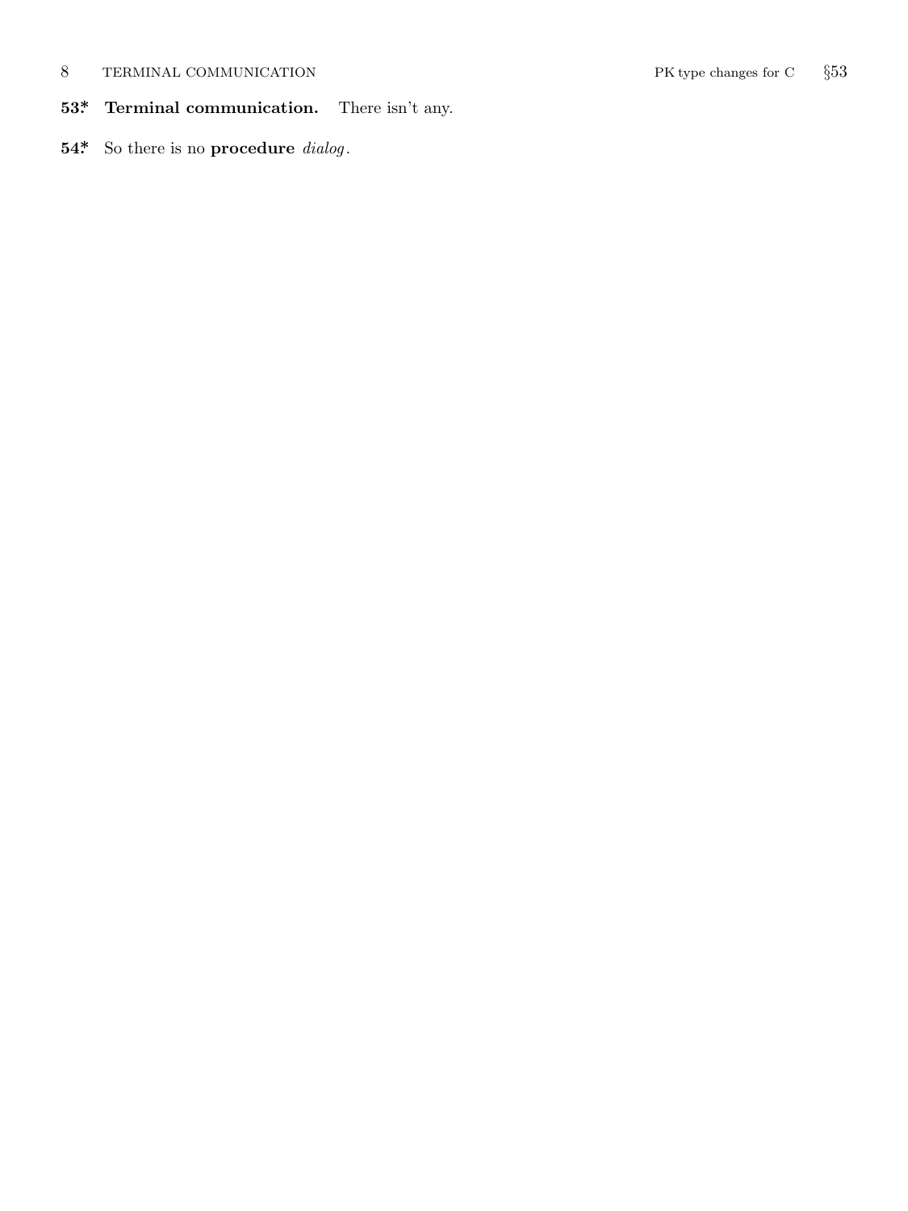**53\*. Terminal communication.** There isn't any.

**54\*.** So there is no **procedure** *dialog*.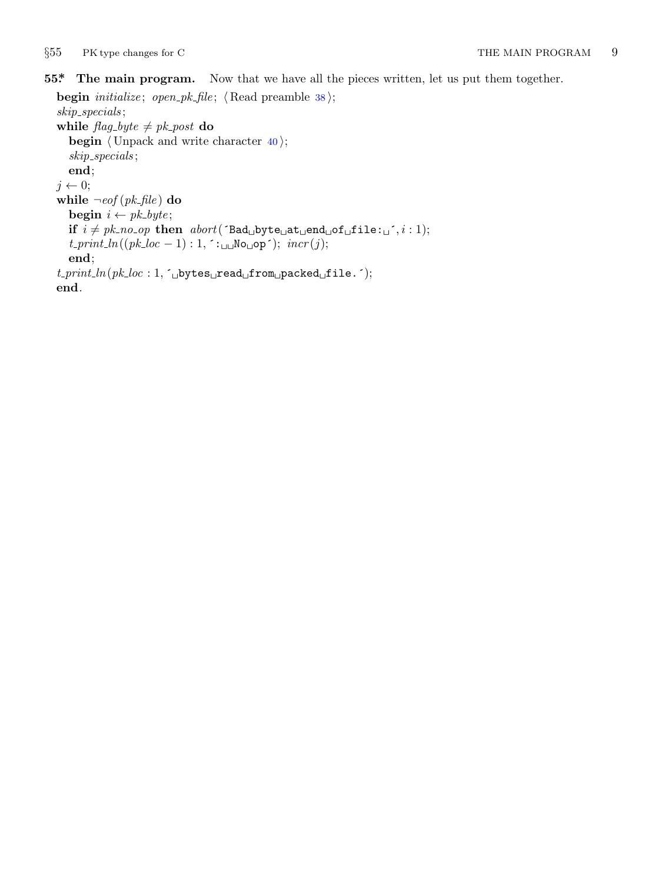**55\*. The main program.** Now that we have all the pieces written, let us put them together.

```
begin initialize; open_pk_file; ⟨Read preamble 38⟩;
skip_specials;
while flag_byte ≠ pk_post do
  begin ⟨Unpack and write character 40⟩;
  skip_specials;
  end;
j ← 0;
while ¬eof(pk_file) do
  begin i ← pk_byte;
  if i ≠ pk_no_op then abort('Bad␣byte␣at␣end␣of␣file:␣', i : 1);
  t_print_ln((pk_loc − 1) : 1, ':␣␣No␣op'); incr(j);
  end;
t_print_ln(pk_loc : 1, '␣bytes␣read␣from␣packed␣file.');
end.
```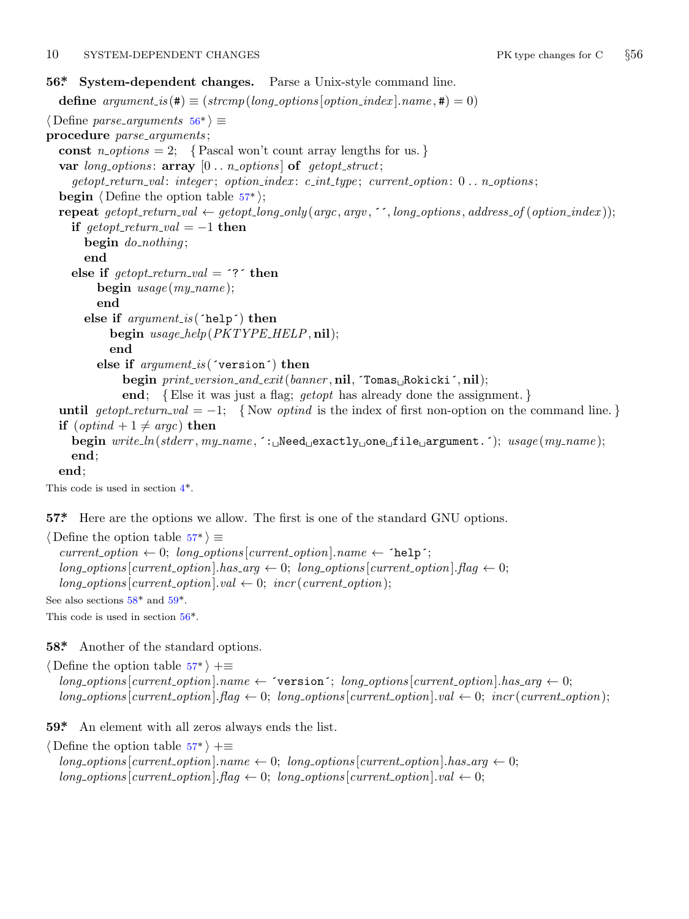**56\*. System-dependent changes.** Parse a Unix-style command line.

**define** *argument_is*(#) ≡ (*strcmp*(*long_options*[*option_index*].*name*, #) = 0)

⟨ Define *parse_arguments* 56\* ⟩ ≡

```
procedure parse_arguments;
  const n_options = 2;   { Pascal won't count array lengths for us. }
  var long_options: array [0 .. n_options] of getopt_struct;
    getopt_return_val: integer; option_index: c_int_type; current_option: 0 .. n_options;
  begin ⟨ Define the option table 57* ⟩;
  repeat getopt_return_val ← getopt_long_only(argc, argv, ´´, long_options, address_of(option_index));
    if getopt_return_val = −1 then
      begin do_nothing;
      end
    else if getopt_return_val = ´?´ then
        begin usage(my_name);
        end
      else if argument_is(´help´) then
          begin usage_help(PKTYPE_HELP, nil);
          end
        else if argument_is(´version´) then
            begin print_version_and_exit(banner, nil, ´Tomas Rokicki´, nil);
            end;   { Else it was just a flag; getopt has already done the assignment. }
  until getopt_return_val = −1;   { Now optind is the index of first non-option on the command line. }
  if (optind + 1 ≠ argc) then
    begin write_ln(stderr, my_name, ´: Need exactly one file argument.´); usage(my_name);
    end;
  end;
```

This code is used in section 4\*.

**57\*.** Here are the options we allow. The first is one of the standard GNU options.

⟨ Define the option table 57\* ⟩ ≡

```
current_option ← 0; long_options[current_option].name ← ´help´;
long_options[current_option].has_arg ← 0; long_options[current_option].flag ← 0;
long_options[current_option].val ← 0; incr(current_option);
```

See also sections 58\* and 59\*.

This code is used in section 56\*.

**58\*.** Another of the standard options.

⟨ Define the option table 57\* ⟩ +≡

```
long_options[current_option].name ← ´version´; long_options[current_option].has_arg ← 0;
long_options[current_option].flag ← 0; long_options[current_option].val ← 0; incr(current_option);
```

**59\*.** An element with all zeros always ends the list.

⟨ Define the option table 57\* ⟩ +≡

```
long_options[current_option].name ← 0; long_options[current_option].has_arg ← 0;
long_options[current_option].flag ← 0; long_options[current_option].val ← 0;
```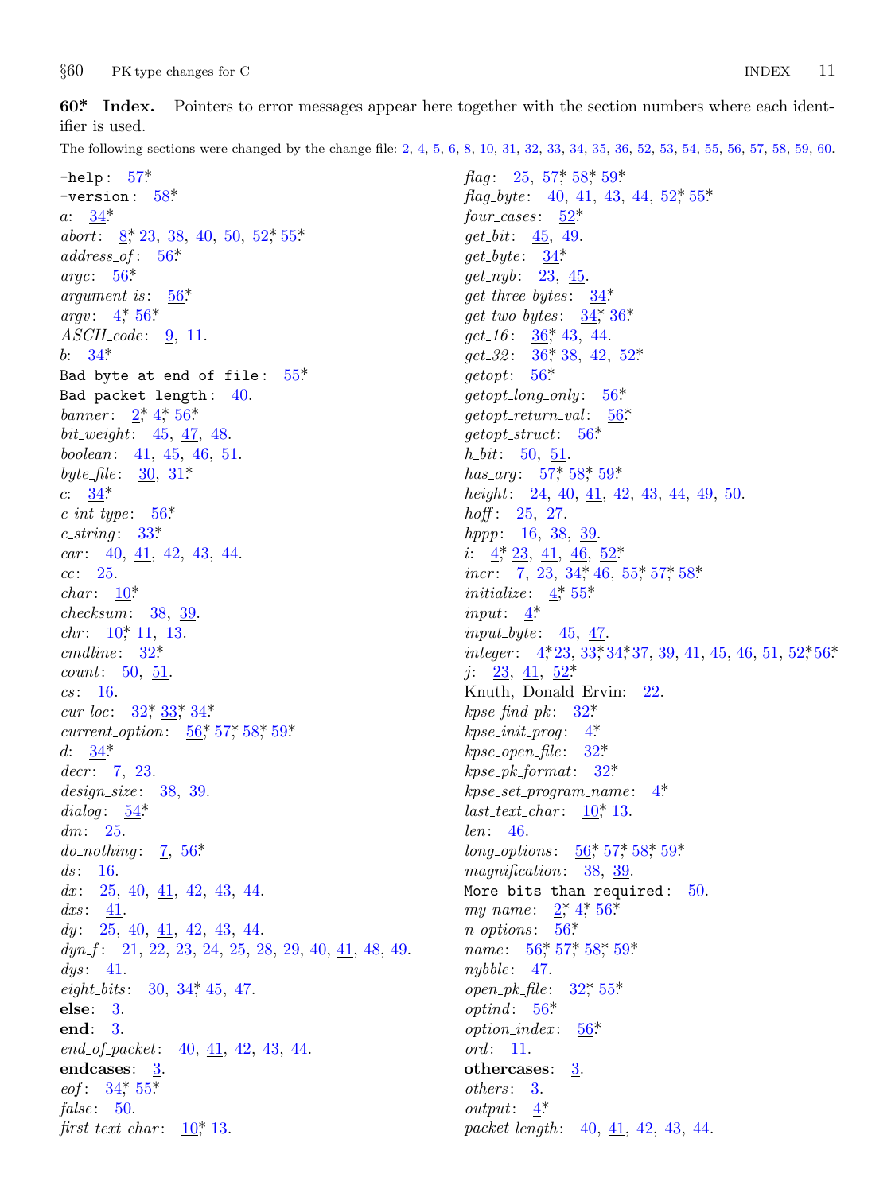**60\*. Index.** Pointers to error messages appear here together with the section numbers where each identifier is used.

The following sections were changed by the change file: 2, 4, 5, 6, 8, 10, 31, 32, 33, 34, 35, 36, 52, 53, 54, 55, 56, 57, 58, 59, 60.

`-help`: 57\*
`-version`: 58\*
*a*: 34\*
*abort*: 8\*, 23, 38, 40, 50, 52\*, 55\*
*address_of*: 56\*
*argc*: 56\*
*argument_is*: 56\*
*argv*: 4\*, 56\*
*ASCII_code*: 9, 11.
*b*: 34\*
`Bad byte at end of file`: 55\*
`Bad packet length`: 40.
*banner*: 2\*, 4\*, 56\*
*bit_weight*: 45, 47, 48.
*boolean*: 41, 45, 46, 51.
*byte_file*: 30, 31\*
*c*: 34\*
*c_int_type*: 56\*
*c_string*: 33\*
*car*: 40, 41, 42, 43, 44.
*cc*: 25.
*char*: 10\*
*checksum*: 38, 39.
*chr*: 10\*, 11, 13.
*cmdline*: 32\*
*count*: 50, 51.
*cs*: 16.
*cur_loc*: 32\*, 33\*, 34\*
*current_option*: 56\*, 57\*, 58\*, 59\*
*d*: 34\*
*decr*: 7, 23.
*design_size*: 38, 39.
*dialog*: 54\*
*dm*: 25.
*do_nothing*: 7, 56\*
*ds*: 16.
*dx*: 25, 40, 41, 42, 43, 44.
*dxs*: 41.
*dy*: 25, 40, 41, 42, 43, 44.
*dyn_f*: 21, 22, 23, 24, 25, 28, 29, 40, 41, 48, 49.
*dys*: 41.
*eight_bits*: 30, 34\*, 45, 47.
**else**: 3.
**end**: 3.
*end_of_packet*: 40, 41, 42, 43, 44.
**endcases**: 3.
*eof*: 34\*, 55\*
*false*: 50.
*first_text_char*: 10\*, 13.
*flag*: 25, 57\*, 58\*, 59\*
*flag_byte*: 40, 41, 43, 44, 52\*, 55\*
*four_cases*: 52\*
*get_bit*: 45, 49.
*get_byte*: 34\*
*get_nyb*: 23, 45.
*get_three_bytes*: 34\*
*get_two_bytes*: 34\*, 36\*
*get_16*: 36\*, 43, 44.
*get_32*: 36\*, 38, 42, 52\*
*getopt*: 56\*
*getopt_long_only*: 56\*
*getopt_return_val*: 56\*
*getopt_struct*: 56\*
*h_bit*: 50, 51.
*has_arg*: 57\*, 58\*, 59\*
*height*: 24, 40, 41, 42, 43, 44, 49, 50.
*hoff*: 25, 27.
*hppp*: 16, 38, 39.
*i*: 4\*, 23, 41, 46, 52\*
*incr*: 7, 23, 34\*, 46, 55\*, 57\*, 58\*
*initialize*: 4\*, 55\*
*input*: 4\*
*input_byte*: 45, 47.
*integer*: 4\*, 23, 33\*, 34\*, 37, 39, 41, 45, 46, 51, 52\*, 56\*
*j*: 23, 41, 52\*
Knuth, Donald Ervin: 22.
*kpse_find_pk*: 32\*
*kpse_init_prog*: 4\*
*kpse_open_file*: 32\*
*kpse_pk_format*: 32\*
*kpse_set_program_name*: 4\*
*last_text_char*: 10\*, 13.
*len*: 46.
*long_options*: 56\*, 57\*, 58\*, 59\*
*magnification*: 38, 39.
`More bits than required`: 50.
*my_name*: 2\*, 4\*, 56\*
*n_options*: 56\*
*name*: 56\*, 57\*, 58\*, 59\*
*nybble*: 47.
*open_pk_file*: 32\*, 55\*
*optind*: 56\*
*option_index*: 56\*
*ord*: 11.
**othercases**: 3.
*others*: 3.
*output*: 4\*
*packet_length*: 40, 41, 42, 43, 44.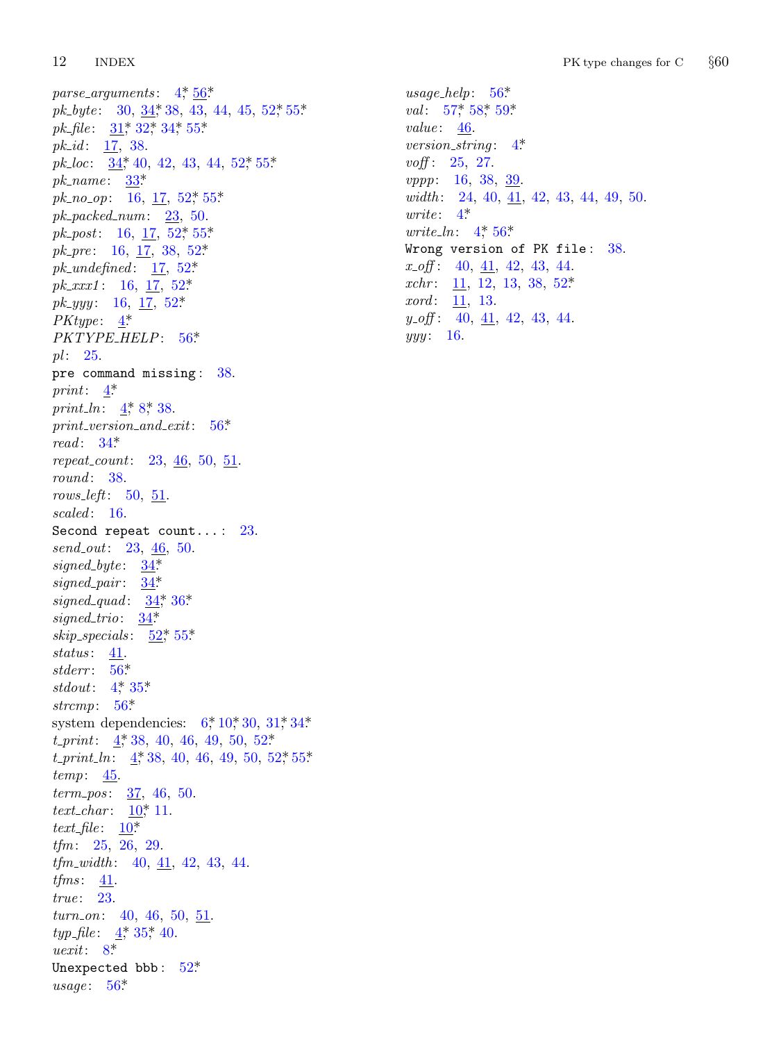*parse_arguments*: 4*, 56*
*pk_byte*: 30, 34*, 38, 43, 44, 45, 52*, 55*
*pk_file*: 31*, 32*, 34*, 55*
*pk_id*: 17, 38.
*pk_loc*: 34*, 40, 42, 43, 44, 52*, 55*
*pk_name*: 33*
*pk_no_op*: 16, 17, 52*, 55*
*pk_packed_num*: 23, 50.
*pk_post*: 16, 17, 52*, 55*
*pk_pre*: 16, 17, 38, 52*
*pk_undefined*: 17, 52*
*pk_xxx1*: 16, 17, 52*
*pk_yyy*: 16, 17, 52*
*PKtype*: 4*
*PKTYPE_HELP*: 56*
*pl*: 25.
`pre command missing`: 38.
*print*: 4*
*print_ln*: 4*, 8*, 38.
*print_version_and_exit*: 56*
*read*: 34*
*repeat_count*: 23, 46, 50, 51.
*round*: 38.
*rows_left*: 50, 51.
*scaled*: 16.
`Second repeat count...`: 23.
*send_out*: 23, 46, 50.
*signed_byte*: 34*
*signed_pair*: 34*
*signed_quad*: 34*, 36*
*signed_trio*: 34*
*skip_specials*: 52*, 55*
*status*: 41.
*stderr*: 56*
*stdout*: 4*, 35*
*strcmp*: 56*
system dependencies: 6*, 10*, 30, 31*, 34*
*t_print*: 4*, 38, 40, 46, 49, 50, 52*
*t_print_ln*: 4*, 38, 40, 46, 49, 50, 52*, 55*
*temp*: 45.
*term_pos*: 37, 46, 50.
*text_char*: 10*, 11.
*text_file*: 10*
*tfm*: 25, 26, 29.
*tfm_width*: 40, 41, 42, 43, 44.
*tfms*: 41.
*true*: 23.
*turn_on*: 40, 46, 50, 51.
*typ_file*: 4*, 35*, 40.
*uexit*: 8*
`Unexpected bbb`: 52*
*usage*: 56*
*usage_help*: 56*
*val*: 57*, 58*, 59*
*value*: 46.
*version_string*: 4*
*voff*: 25, 27.
*vppp*: 16, 38, 39.
*width*: 24, 40, 41, 42, 43, 44, 49, 50.
*write*: 4*
*write_ln*: 4*, 56*
`Wrong version of PK file`: 38.
*x_off*: 40, 41, 42, 43, 44.
*xchr*: 11, 12, 13, 38, 52*
*xord*: 11, 13.
*y_off*: 40, 41, 42, 43, 44.
*yyy*: 16.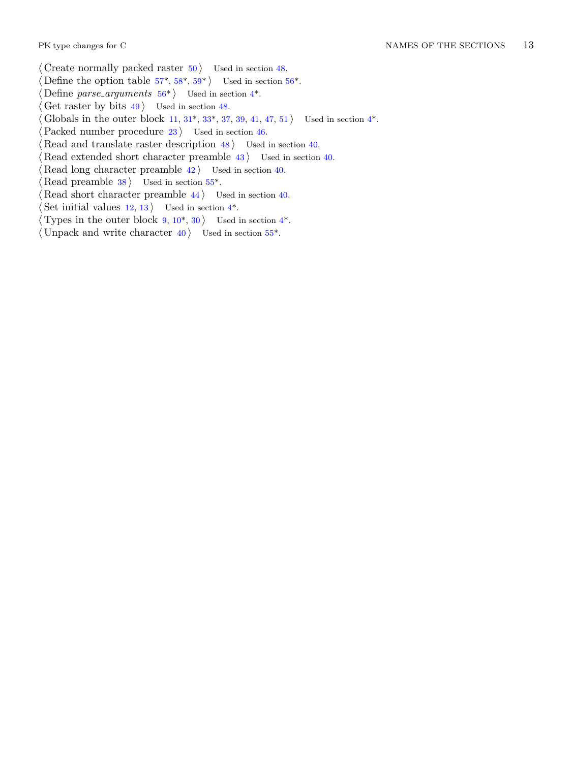⟨ Create normally packed raster 50 ⟩ Used in section 48.
⟨ Define the option table 57*, 58*, 59* ⟩ Used in section 56*.
⟨ Define *parse_arguments* 56* ⟩ Used in section 4*.
⟨ Get raster by bits 49 ⟩ Used in section 48.
⟨ Globals in the outer block 11, 31*, 33*, 37, 39, 41, 47, 51 ⟩ Used in section 4*.
⟨ Packed number procedure 23 ⟩ Used in section 46.
⟨ Read and translate raster description 48 ⟩ Used in section 40.
⟨ Read extended short character preamble 43 ⟩ Used in section 40.
⟨ Read long character preamble 42 ⟩ Used in section 40.
⟨ Read preamble 38 ⟩ Used in section 55*.
⟨ Read short character preamble 44 ⟩ Used in section 40.
⟨ Set initial values 12, 13 ⟩ Used in section 4*.
⟨ Types in the outer block 9, 10*, 30 ⟩ Used in section 4*.
⟨ Unpack and write character 40 ⟩ Used in section 55*.